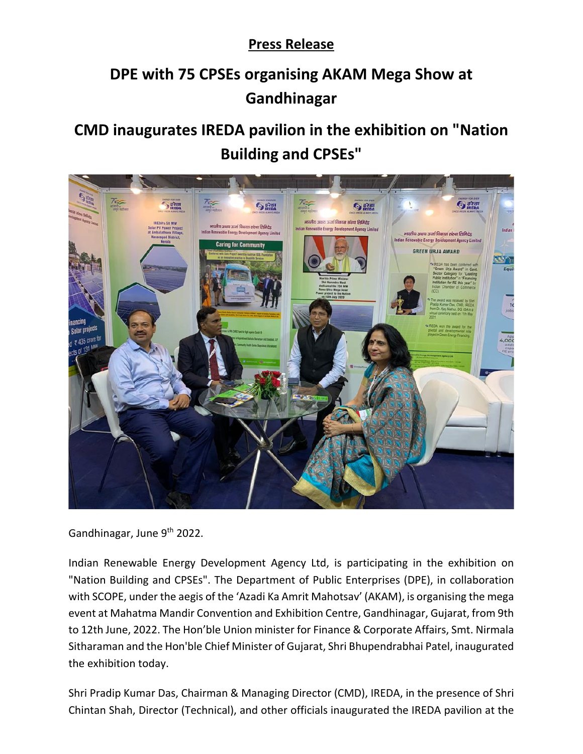**Press Release**

# DPE with 75 CPSEs organising AKAM Mega Show at Gandhinagar

# CMD inaugurates IREDA pavilion in the exhibition on "Nation Building and CPSEs"

Gandhinagar, June 9th 2022.

Indian Renewable Energy Development Agency Ltd, is participating in the exhibition on "Nation Building and CPSEs". The Department of Public Enterprises (DPE), in collaboration with SCOPE, under the aegis of the 'Azadi Ka Amrit Mahotsav' (AKAM), is organising the mega event at Mahatma Mandir Convention and Exhibition Centre, Gandhinagar, Gujarat, from 9th to 12th June, 2022. The Hon'ble Union minister for Finance & Corporate Affairs, Smt. Nirmala Sitharaman and the Hon'ble Chief Minister of Gujarat, Shri Bhupendrabhai Patel, inaugurated the exhibition today.

Shri Pradip Kumar Das, Chairman & Managing Director (CMD), IREDA, in the presence of Shri Chintan Shah, Director (Technical), and other officials inaugurated the IREDA pavilion at the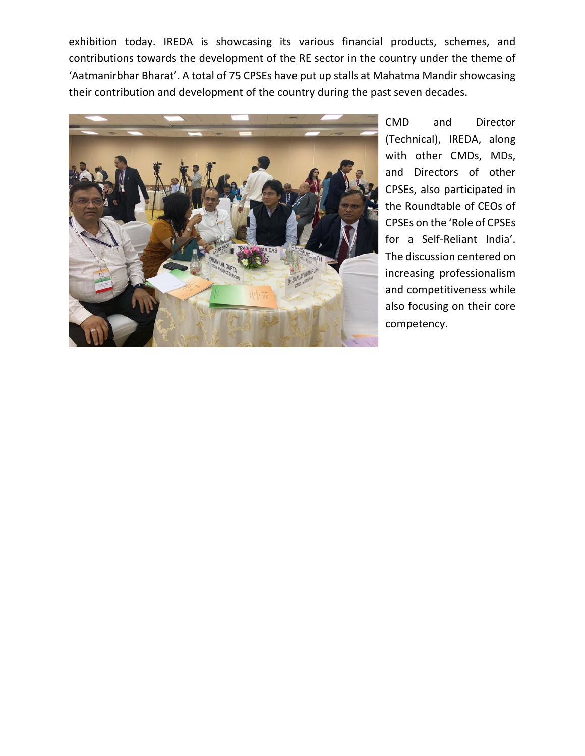exhibition today. IREDA is showcasing its various financial products, schemes, and contributions towards the development of the RE sector in the country under the theme of 'Aatmanirbhar Bharat'. A total of 75 CPSEs have put up stalls at Mahatma Mandir showcasing their contribution and development of the country during the past seven decades.

CMD and Director (Technical), IREDA, along with other CMDs, MDs, and Directors of other CPSEs, also participated in the Roundtable of CEOs of CPSEs on the 'Role of CPSEs for a Self-Reliant India'. The discussion centered on increasing professionalism and competitiveness while also focusing on their core competency.